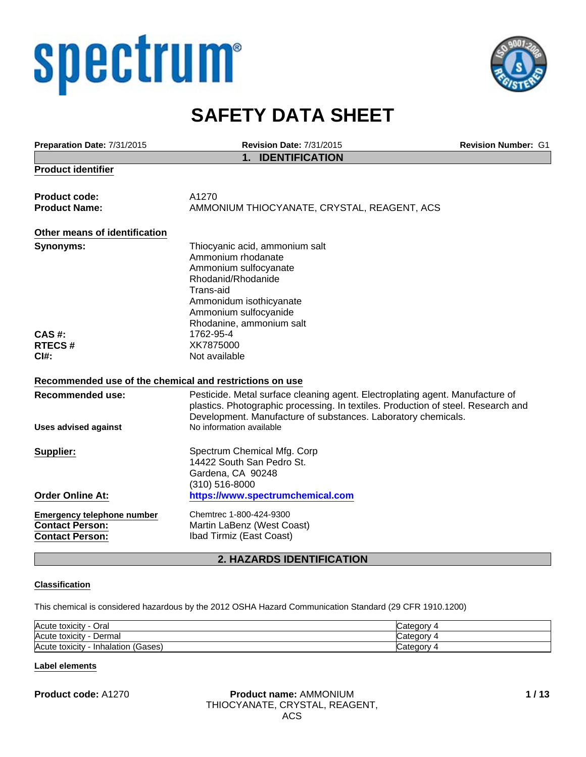spectrum

# SAFETY DATA SHEET

**Preparation Date:** 7/31/2015 **Revision Date:** 7/31/2015 **Revision Number:** G1

## 1. IDENTIFICATION

**Product identifier**

**Product code:** A1270

**Product Name:** AMMONIUM THIOCYANATE, CRYSTAL, REAGENT, ACS

**Other means of identification**

**Synonyms:**
Thiocyanic acid, ammonium salt
Ammonium rhodanate
Ammonium sulfocyanate
Rhodanid/Rhodanide
Trans-aid
Ammonidum isothicyanate
Ammonium sulfocyanide
Rhodanine, ammonium salt

**CAS #:** 1762-95-4

**RTECS #** XK7875000

**CI#:** Not available

**Recommended use of the chemical and restrictions on use**

**Recommended use:** Pesticide. Metal surface cleaning agent. Electroplating agent. Manufacture of plastics. Photographic processing. In textiles. Production of steel. Research and Development. Manufacture of substances. Laboratory chemicals.

**Uses advised against** No information available

**Supplier:**
Spectrum Chemical Mfg. Corp
14422 South San Pedro St.
Gardena, CA 90248
(310) 516-8000

**Order Online At:** https://www.spectrumchemical.com

**Emergency telephone number** Chemtrec 1-800-424-9300

**Contact Person:** Martin LaBenz (West Coast)

**Contact Person:** Ibad Tirmiz (East Coast)

## 2. HAZARDS IDENTIFICATION

**Classification**

This chemical is considered hazardous by the 2012 OSHA Hazard Communication Standard (29 CFR 1910.1200)

| | |
|---|---|
| Acute toxicity - Oral | Category 4 |
| Acute toxicity - Dermal | Category 4 |
| Acute toxicity - Inhalation (Gases) | Category 4 |

**Label elements**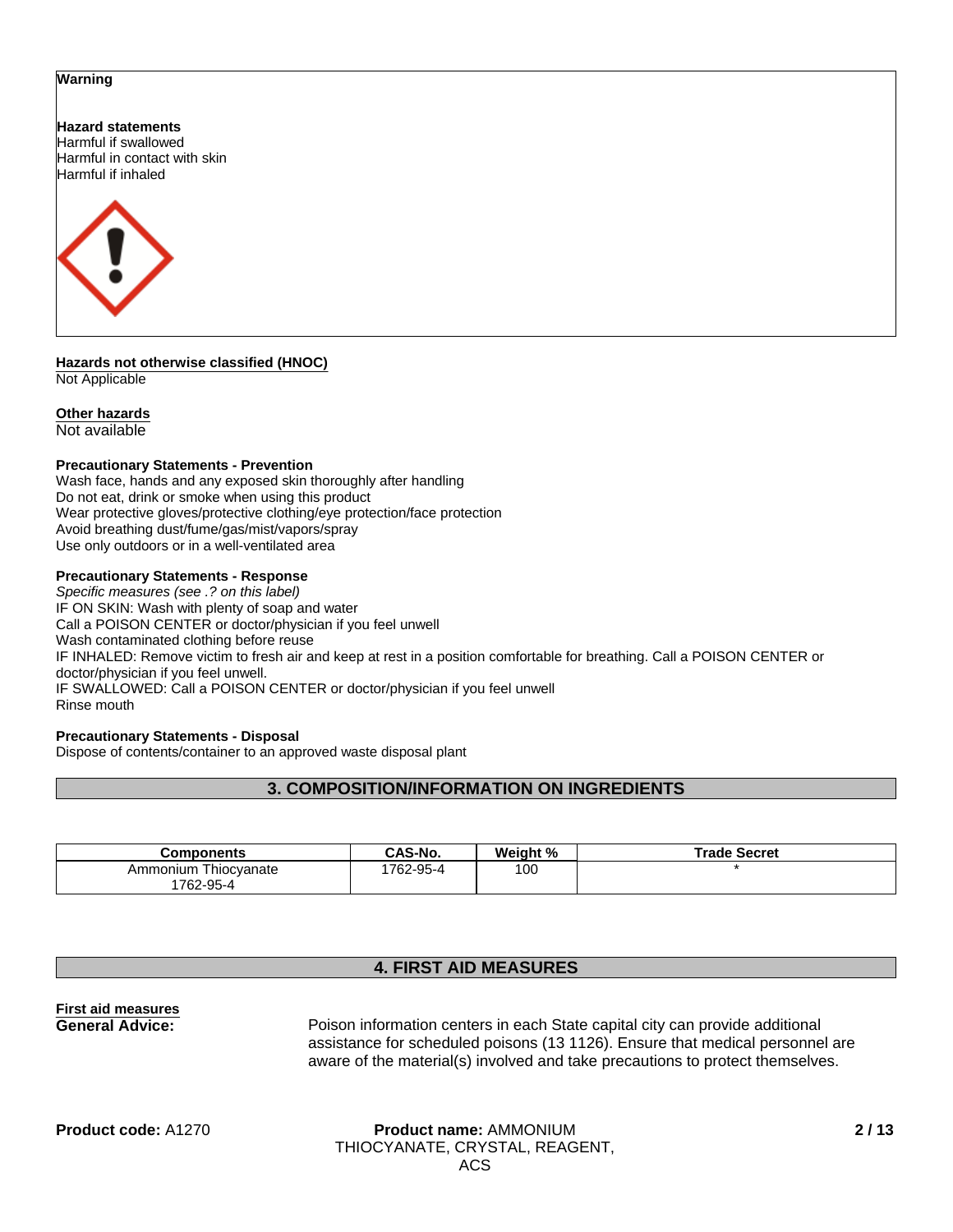**Warning**

**Hazard statements**
Harmful if swallowed
Harmful in contact with skin
Harmful if inhaled

**Hazards not otherwise classified (HNOC)**
Not Applicable

**Other hazards**
Not available

**Precautionary Statements - Prevention**
Wash face, hands and any exposed skin thoroughly after handling
Do not eat, drink or smoke when using this product
Wear protective gloves/protective clothing/eye protection/face protection
Avoid breathing dust/fume/gas/mist/vapors/spray
Use only outdoors or in a well-ventilated area

**Precautionary Statements - Response**
*Specific measures (see .? on this label)*
IF ON SKIN: Wash with plenty of soap and water
Call a POISON CENTER or doctor/physician if you feel unwell
Wash contaminated clothing before reuse
IF INHALED: Remove victim to fresh air and keep at rest in a position comfortable for breathing. Call a POISON CENTER or doctor/physician if you feel unwell.
IF SWALLOWED: Call a POISON CENTER or doctor/physician if you feel unwell
Rinse mouth

**Precautionary Statements - Disposal**
Dispose of contents/container to an approved waste disposal plant

## 3. COMPOSITION/INFORMATION ON INGREDIENTS

| Components | CAS-No. | Weight % | Trade Secret |
|---|---|---|---|
| Ammonium Thiocyanate 1762-95-4 | 1762-95-4 | 100 | * |

## 4. FIRST AID MEASURES

**First aid measures**

**General Advice:** Poison information centers in each State capital city can provide additional assistance for scheduled poisons (13 1126). Ensure that medical personnel are aware of the material(s) involved and take precautions to protect themselves.

**Product code:** A1270 **Product name:** AMMONIUM THIOCYANATE, CRYSTAL, REAGENT, ACS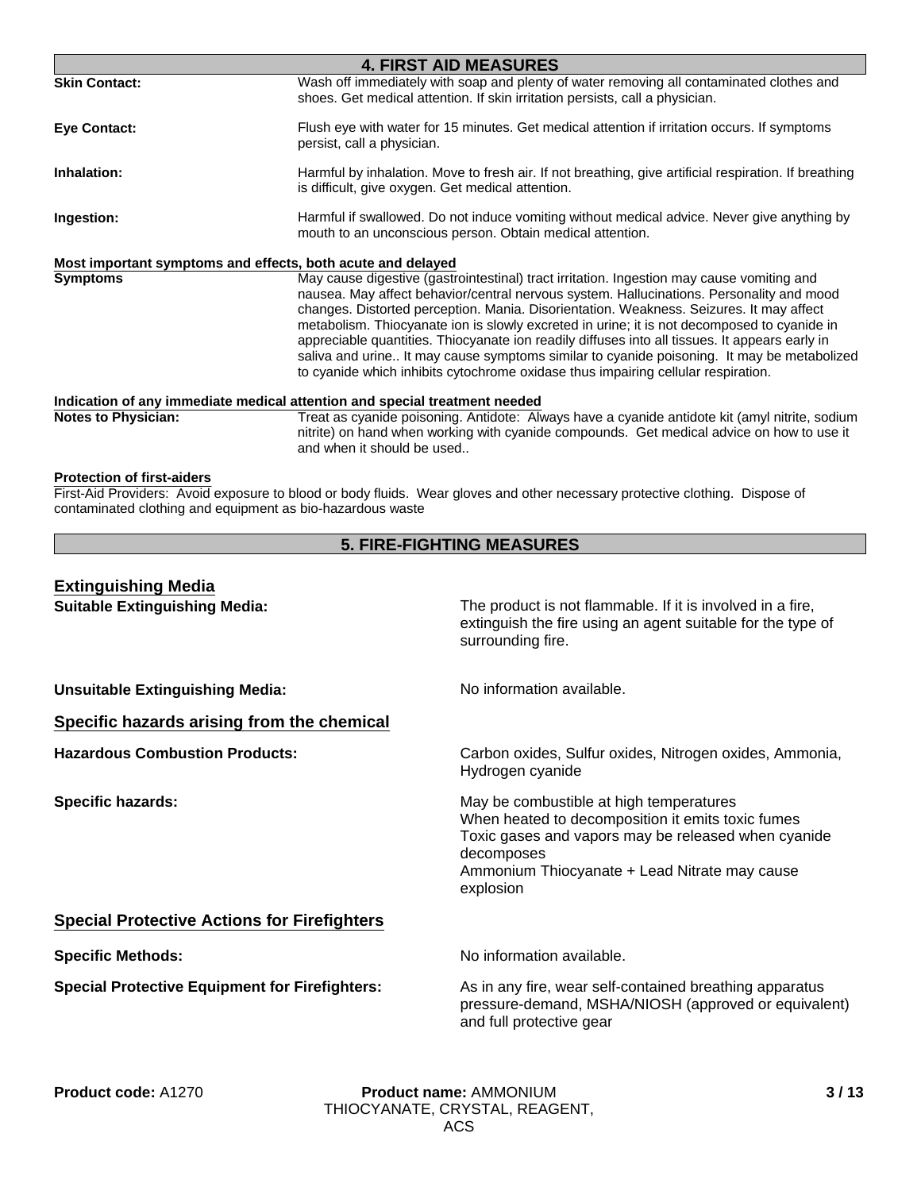## 4. FIRST AID MEASURES

**Skin Contact:** Wash off immediately with soap and plenty of water removing all contaminated clothes and shoes. Get medical attention. If skin irritation persists, call a physician.

**Eye Contact:** Flush eye with water for 15 minutes. Get medical attention if irritation occurs. If symptoms persist, call a physician.

**Inhalation:** Harmful by inhalation. Move to fresh air. If not breathing, give artificial respiration. If breathing is difficult, give oxygen. Get medical attention.

**Ingestion:** Harmful if swallowed. Do not induce vomiting without medical advice. Never give anything by mouth to an unconscious person. Obtain medical attention.

**Most important symptoms and effects, both acute and delayed**

**Symptoms** May cause digestive (gastrointestinal) tract irritation. Ingestion may cause vomiting and nausea. May affect behavior/central nervous system. Hallucinations. Personality and mood changes. Distorted perception. Mania. Disorientation. Weakness. Seizures. It may affect metabolism. Thiocyanate ion is slowly excreted in urine; it is not decomposed to cyanide in appreciable quantities. Thiocyanate ion readily diffuses into all tissues. It appears early in saliva and urine.. It may cause symptoms similar to cyanide poisoning. It may be metabolized to cyanide which inhibits cytochrome oxidase thus impairing cellular respiration.

**Indication of any immediate medical attention and special treatment needed**

**Notes to Physician:** Treat as cyanide poisoning. Antidote: Always have a cyanide antidote kit (amyl nitrite, sodium nitrite) on hand when working with cyanide compounds. Get medical advice on how to use it and when it should be used..

**Protection of first-aiders**

First-Aid Providers: Avoid exposure to blood or body fluids. Wear gloves and other necessary protective clothing. Dispose of contaminated clothing and equipment as bio-hazardous waste

## 5. FIRE-FIGHTING MEASURES

### Extinguishing Media

**Suitable Extinguishing Media:** The product is not flammable. If it is involved in a fire, extinguish the fire using an agent suitable for the type of surrounding fire.

**Unsuitable Extinguishing Media:** No information available.

### Specific hazards arising from the chemical

**Hazardous Combustion Products:** Carbon oxides, Sulfur oxides, Nitrogen oxides, Ammonia, Hydrogen cyanide

**Specific hazards:** May be combustible at high temperatures
When heated to decomposition it emits toxic fumes
Toxic gases and vapors may be released when cyanide decomposes
Ammonium Thiocyanate + Lead Nitrate may cause explosion

### Special Protective Actions for Firefighters

**Specific Methods:** No information available.

**Special Protective Equipment for Firefighters:** As in any fire, wear self-contained breathing apparatus pressure-demand, MSHA/NIOSH (approved or equivalent) and full protective gear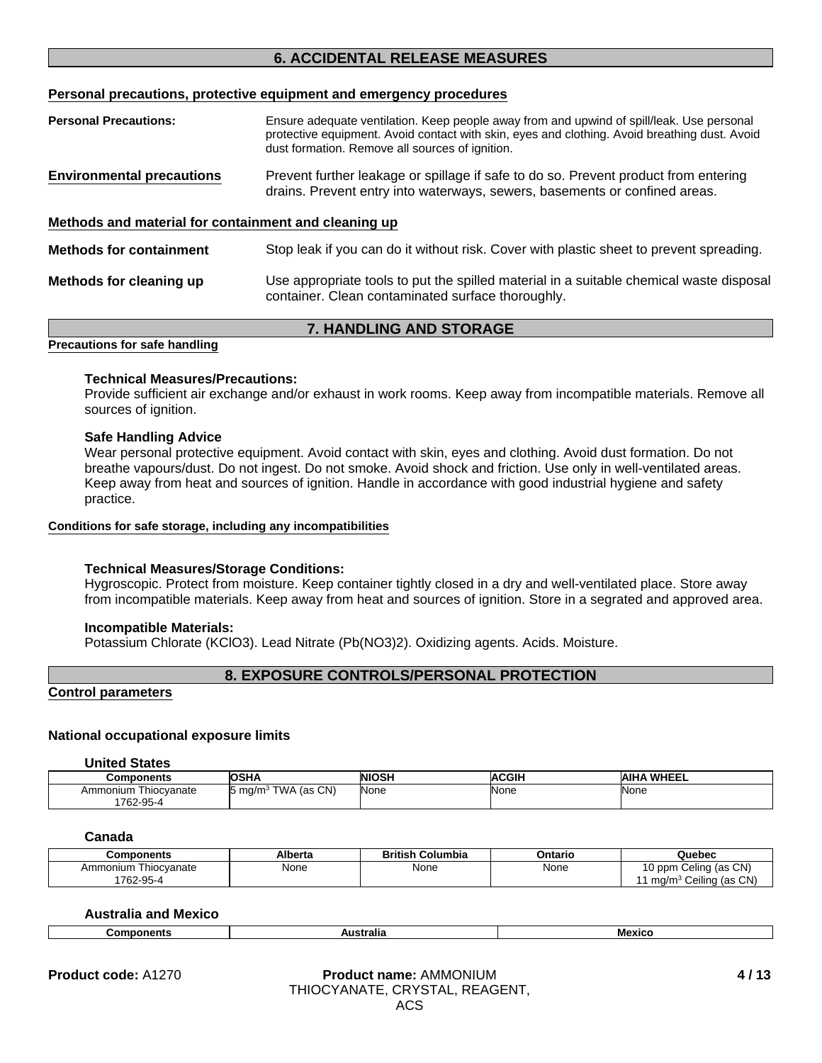## 6. ACCIDENTAL RELEASE MEASURES

**Personal precautions, protective equipment and emergency procedures**

**Personal Precautions:** Ensure adequate ventilation. Keep people away from and upwind of spill/leak. Use personal protective equipment. Avoid contact with skin, eyes and clothing. Avoid breathing dust. Avoid dust formation. Remove all sources of ignition.

**Environmental precautions** Prevent further leakage or spillage if safe to do so. Prevent product from entering drains. Prevent entry into waterways, sewers, basements or confined areas.

**Methods and material for containment and cleaning up**

**Methods for containment** Stop leak if you can do it without risk. Cover with plastic sheet to prevent spreading.

**Methods for cleaning up** Use appropriate tools to put the spilled material in a suitable chemical waste disposal container. Clean contaminated surface thoroughly.

## 7. HANDLING AND STORAGE

**Precautions for safe handling**

**Technical Measures/Precautions:**
Provide sufficient air exchange and/or exhaust in work rooms. Keep away from incompatible materials. Remove all sources of ignition.

**Safe Handling Advice**
Wear personal protective equipment. Avoid contact with skin, eyes and clothing. Avoid dust formation. Do not breathe vapours/dust. Do not ingest. Do not smoke. Avoid shock and friction. Use only in well-ventilated areas. Keep away from heat and sources of ignition. Handle in accordance with good industrial hygiene and safety practice.

**Conditions for safe storage, including any incompatibilities**

**Technical Measures/Storage Conditions:**
Hygroscopic. Protect from moisture. Keep container tightly closed in a dry and well-ventilated place. Store away from incompatible materials. Keep away from heat and sources of ignition. Store in a segrated and approved area.

**Incompatible Materials:**
Potassium Chlorate ($KClO_3$). Lead Nitrate ($Pb(NO_3)_2$). Oxidizing agents. Acids. Moisture.

## 8. EXPOSURE CONTROLS/PERSONAL PROTECTION

**Control parameters**

**National occupational exposure limits**

**United States**

| Components | OSHA | NIOSH | ACGIH | AIHA WHEEL |
|---|---|---|---|---|
| Ammonium Thiocyanate 1762-95-4 | 5 mg/m$^3$ TWA (as CN) | None | None | None |

**Canada**

| Components | Alberta | British Columbia | Ontario | Quebec |
|---|---|---|---|---|
| Ammonium Thiocyanate 1762-95-4 | None | None | None | 10 ppm Celing (as CN) 11 mg/m$^3$ Ceiling (as CN) |

**Australia and Mexico**

| Components | Australia | Mexico |
|---|---|---|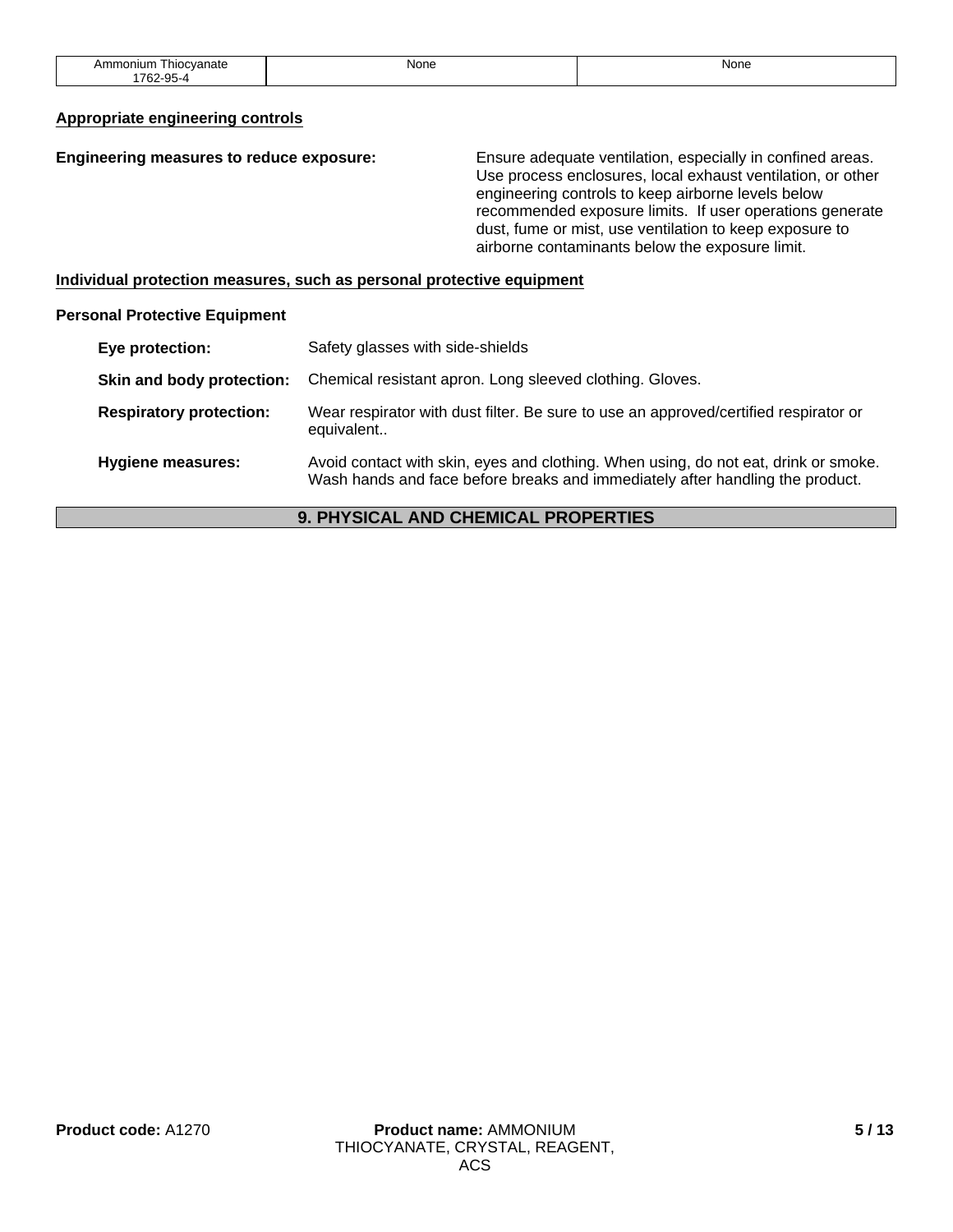| Ammonium Thiocyanate 1762-95-4 | None | None |
| --- | --- | --- |

**Appropriate engineering controls**

**Engineering measures to reduce exposure:** Ensure adequate ventilation, especially in confined areas. Use process enclosures, local exhaust ventilation, or other engineering controls to keep airborne levels below recommended exposure limits. If user operations generate dust, fume or mist, use ventilation to keep exposure to airborne contaminants below the exposure limit.

**Individual protection measures, such as personal protective equipment**

**Personal Protective Equipment**

**Eye protection:** Safety glasses with side-shields

**Skin and body protection:** Chemical resistant apron. Long sleeved clothing. Gloves.

**Respiratory protection:** Wear respirator with dust filter. Be sure to use an approved/certified respirator or equivalent..

**Hygiene measures:** Avoid contact with skin, eyes and clothing. When using, do not eat, drink or smoke. Wash hands and face before breaks and immediately after handling the product.

## 9. PHYSICAL AND CHEMICAL PROPERTIES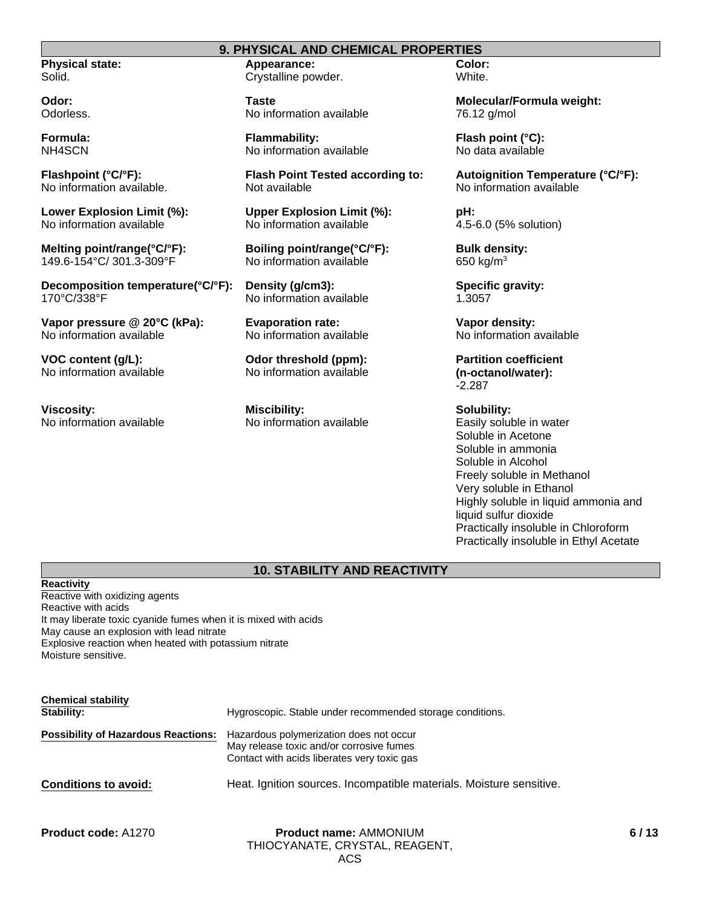## 9. PHYSICAL AND CHEMICAL PROPERTIES

**Physical state:**
Solid.

**Appearance:**
Crystalline powder.

**Color:**
White.

**Odor:**
Odorless.

**Taste**
No information available

**Molecular/Formula weight:**
76.12 g/mol

**Formula:**
$NH_4SCN$

**Flammability:**
No information available

**Flash point (°C):**
No data available

**Flashpoint (°C/°F):**
No information available.

**Flash Point Tested according to:**
Not available

**Autoignition Temperature (°C/°F):**
No information available

**Lower Explosion Limit (%):**
No information available

**Upper Explosion Limit (%):**
No information available

**pH:**
4.5-6.0 (5% solution)

**Melting point/range(°C/°F):**
149.6-154°C/ 301.3-309°F

**Boiling point/range(°C/°F):**
No information available

**Bulk density:**
650 $kg/m^3$

**Decomposition temperature(°C/°F):**
170°C/338°F

**Density (g/cm3):**
No information available

**Specific gravity:**
1.3057

**Vapor pressure @ 20°C (kPa):**
No information available

**Evaporation rate:**
No information available

**Vapor density:**
No information available

**VOC content (g/L):**
No information available

**Odor threshold (ppm):**
No information available

**Partition coefficient (n-octanol/water):**
-2.287

**Viscosity:**
No information available

**Miscibility:**
No information available

**Solubility:**
Easily soluble in water
Soluble in Acetone
Soluble in ammonia
Soluble in Alcohol
Freely soluble in Methanol
Very soluble in Ethanol
Highly soluble in liquid ammonia and liquid sulfur dioxide
Practically insoluble in Chloroform
Practically insoluble in Ethyl Acetate

## 10. STABILITY AND REACTIVITY

**Reactivity**
Reactive with oxidizing agents
Reactive with acids
It may liberate toxic cyanide fumes when it is mixed with acids
May cause an explosion with lead nitrate
Explosive reaction when heated with potassium nitrate
Moisture sensitive.

**Chemical stability**

**Stability:** Hygroscopic. Stable under recommended storage conditions.

**Possibility of Hazardous Reactions:** Hazardous polymerization does not occur
May release toxic and/or corrosive fumes
Contact with acids liberates very toxic gas

**Conditions to avoid:** Heat. Ignition sources. Incompatible materials. Moisture sensitive.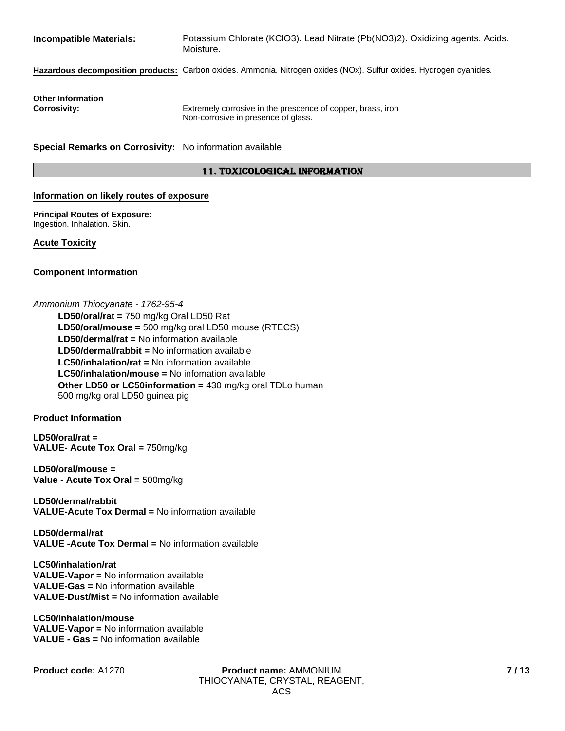**Incompatible Materials:** Potassium Chlorate ($KClO_3$). Lead Nitrate ($Pb(NO_3)_2$). Oxidizing agents. Acids. Moisture.

**Hazardous decomposition products:** Carbon oxides. Ammonia. Nitrogen oxides (NOx). Sulfur oxides. Hydrogen cyanides.

**Other Information**

**Corrosivity:** Extremely corrosive in the prescence of copper, brass, iron
Non-corrosive in presence of glass.

**Special Remarks on Corrosivity:** No information available

## 11. TOXICOLOGICAL INFORMATION

### Information on likely routes of exposure

**Principal Routes of Exposure:**
Ingestion. Inhalation. Skin.

### Acute Toxicity

#### Component Information

*Ammonium Thiocyanate - 1762-95-4*

**LD50/oral/rat =** 750 mg/kg Oral LD50 Rat
**LD50/oral/mouse =** 500 mg/kg oral LD50 mouse (RTECS)
**LD50/dermal/rat =** No information available
**LD50/dermal/rabbit =** No information available
**LC50/inhalation/rat =** No information available
**LC50/inhalation/mouse =** No infomation available
**Other LD50 or LC50information =** 430 mg/kg oral TDLo human
500 mg/kg oral LD50 guinea pig

#### Product Information

**LD50/oral/rat =**
**VALUE- Acute Tox Oral =** 750mg/kg

**LD50/oral/mouse =**
**Value - Acute Tox Oral =** 500mg/kg

**LD50/dermal/rabbit**
**VALUE-Acute Tox Dermal =** No information available

**LD50/dermal/rat**
**VALUE -Acute Tox Dermal =** No information available

**LC50/inhalation/rat**
**VALUE-Vapor =** No information available
**VALUE-Gas =** No information available
**VALUE-Dust/Mist =** No information available

**LC50/Inhalation/mouse**
**VALUE-Vapor =** No information available
**VALUE - Gas =** No information available

**Product code:** A1270 **Product name:** AMMONIUM THIOCYANATE, CRYSTAL, REAGENT, ACS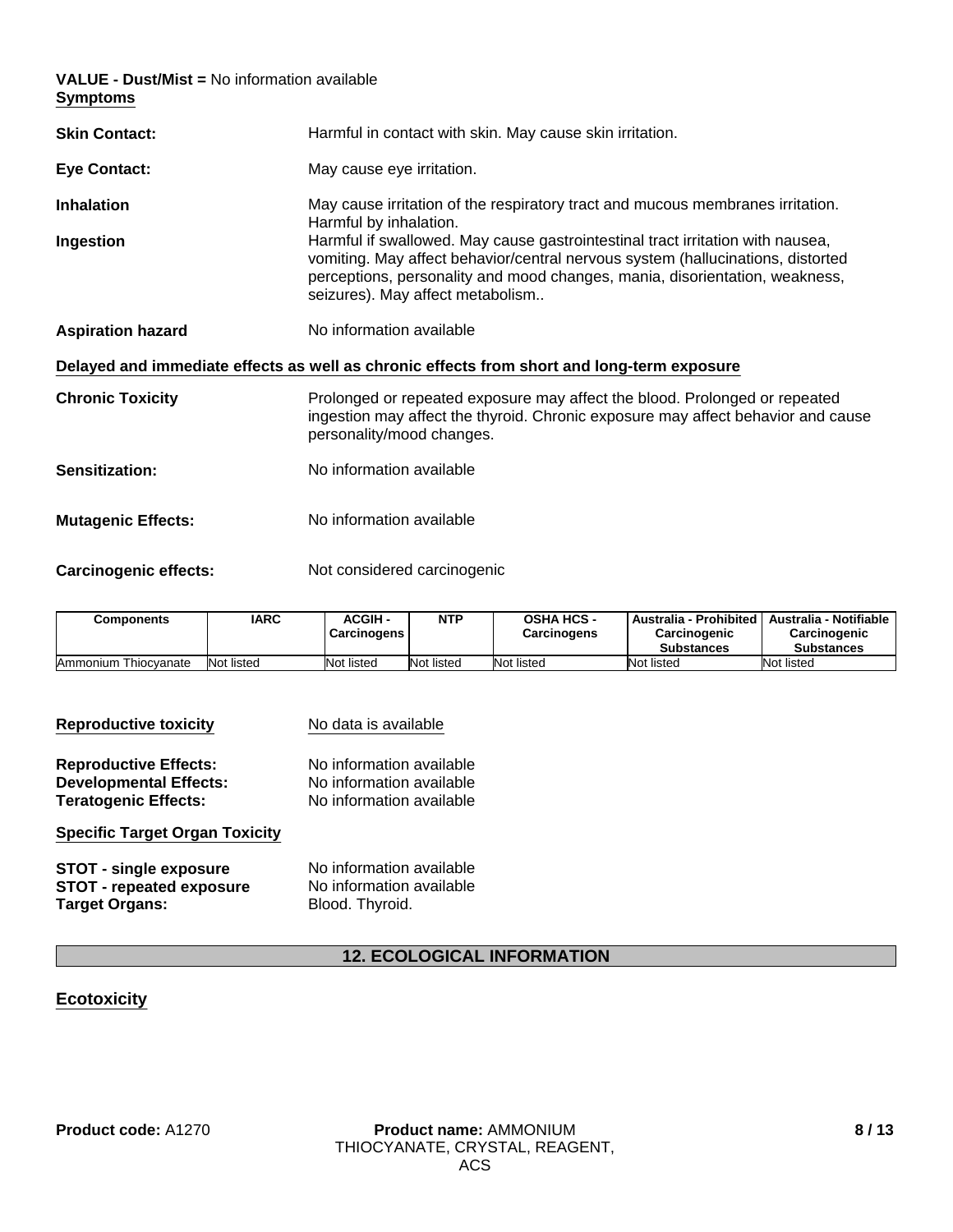**VALUE - Dust/Mist =** No information available

**Symptoms**

**Skin Contact:** Harmful in contact with skin. May cause skin irritation.

**Eye Contact:** May cause eye irritation.

**Inhalation** May cause irritation of the respiratory tract and mucous membranes irritation. Harmful by inhalation.

**Ingestion** Harmful if swallowed. May cause gastrointestinal tract irritation with nausea, vomiting. May affect behavior/central nervous system (hallucinations, distorted perceptions, personality and mood changes, mania, disorientation, weakness, seizures). May affect metabolism..

**Aspiration hazard** No information available

**Delayed and immediate effects as well as chronic effects from short and long-term exposure**

**Chronic Toxicity** Prolonged or repeated exposure may affect the blood. Prolonged or repeated ingestion may affect the thyroid. Chronic exposure may affect behavior and cause personality/mood changes.

**Sensitization:** No information available

**Mutagenic Effects:** No information available

**Carcinogenic effects:** Not considered carcinogenic

| Components | IARC | ACGIH - Carcinogens | NTP | OSHA HCS - Carcinogens | Australia - Prohibited Carcinogenic Substances | Australia - Notifiable Carcinogenic Substances |
|---|---|---|---|---|---|---|
| Ammonium Thiocyanate | Not listed | Not listed | Not listed | Not listed | Not listed | Not listed |

**Reproductive toxicity** No data is available

**Reproductive Effects:** No information available
**Developmental Effects:** No information available
**Teratogenic Effects:** No information available

**Specific Target Organ Toxicity**

**STOT - single exposure** No information available
**STOT - repeated exposure** No information available
**Target Organs:** Blood. Thyroid.

## 12. ECOLOGICAL INFORMATION

**Ecotoxicity**

**Product code:** A1270 **Product name:** AMMONIUM THIOCYANATE, CRYSTAL, REAGENT, ACS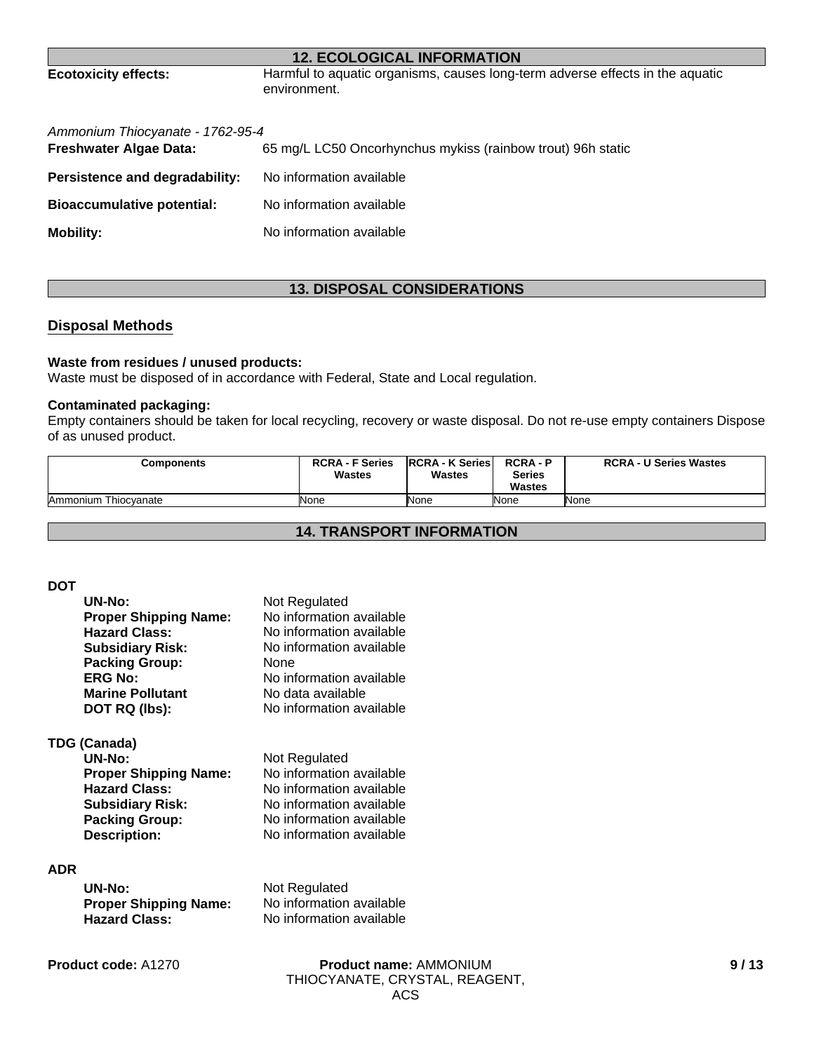## 12. ECOLOGICAL INFORMATION

**Ecotoxicity effects:** Harmful to aquatic organisms, causes long-term adverse effects in the aquatic environment.

*Ammonium Thiocyanate - 1762-95-4*

**Freshwater Algae Data:** 65 mg/L LC50 Oncorhynchus mykiss (rainbow trout) 96h static

**Persistence and degradability:** No information available

**Bioaccumulative potential:** No information available

**Mobility:** No information available

## 13. DISPOSAL CONSIDERATIONS

### Disposal Methods

**Waste from residues / unused products:**
Waste must be disposed of in accordance with Federal, State and Local regulation.

**Contaminated packaging:**
Empty containers should be taken for local recycling, recovery or waste disposal. Do not re-use empty containers Dispose of as unused product.

| Components | RCRA - F Series Wastes | RCRA - K Series Wastes | RCRA - P Series Wastes | RCRA - U Series Wastes |
|---|---|---|---|---|
| Ammonium Thiocyanate | None | None | None | None |

## 14. TRANSPORT INFORMATION

**DOT**

- **UN-No:** Not Regulated
- **Proper Shipping Name:** No information available
- **Hazard Class:** No information available
- **Subsidiary Risk:** No information available
- **Packing Group:** None
- **ERG No:** No information available
- **Marine Pollutant** No data available
- **DOT RQ (lbs):** No information available

**TDG (Canada)**

- **UN-No:** Not Regulated
- **Proper Shipping Name:** No information available
- **Hazard Class:** No information available
- **Subsidiary Risk:** No information available
- **Packing Group:** No information available
- **Description:** No information available

**ADR**

- **UN-No:** Not Regulated
- **Proper Shipping Name:** No information available
- **Hazard Class:** No information available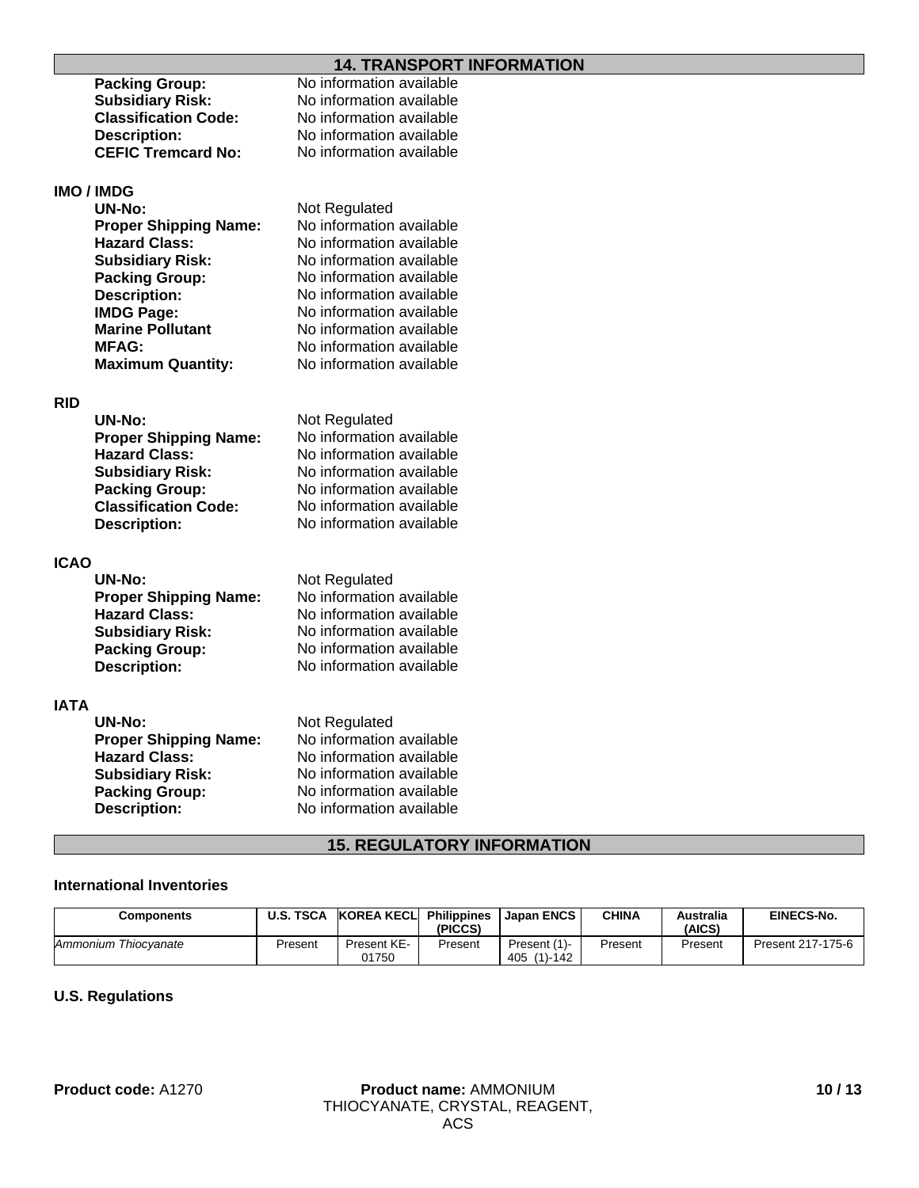## 14. TRANSPORT INFORMATION

**Packing Group:** No information available
**Subsidiary Risk:** No information available
**Classification Code:** No information available
**Description:** No information available
**CEFIC Tremcard No:** No information available

### IMO / IMDG

**UN-No:** Not Regulated
**Proper Shipping Name:** No information available
**Hazard Class:** No information available
**Subsidiary Risk:** No information available
**Packing Group:** No information available
**Description:** No information available
**IMDG Page:** No information available
**Marine Pollutant** No information available
**MFAG:** No information available
**Maximum Quantity:** No information available

### RID

**UN-No:** Not Regulated
**Proper Shipping Name:** No information available
**Hazard Class:** No information available
**Subsidiary Risk:** No information available
**Packing Group:** No information available
**Classification Code:** No information available
**Description:** No information available

### ICAO

**UN-No:** Not Regulated
**Proper Shipping Name:** No information available
**Hazard Class:** No information available
**Subsidiary Risk:** No information available
**Packing Group:** No information available
**Description:** No information available

### IATA

**UN-No:** Not Regulated
**Proper Shipping Name:** No information available
**Hazard Class:** No information available
**Subsidiary Risk:** No information available
**Packing Group:** No information available
**Description:** No information available

## 15. REGULATORY INFORMATION

### International Inventories

| Components | U.S. TSCA | KOREA KECL | Philippines (PICCS) | Japan ENCS | CHINA | Australia (AICS) | EINECS-No. |
|---|---|---|---|---|---|---|---|
| Ammonium Thiocyanate | Present | Present KE-01750 | Present | Present (1)-405 (1)-142 | Present | Present | Present 217-175-6 |

### U.S. Regulations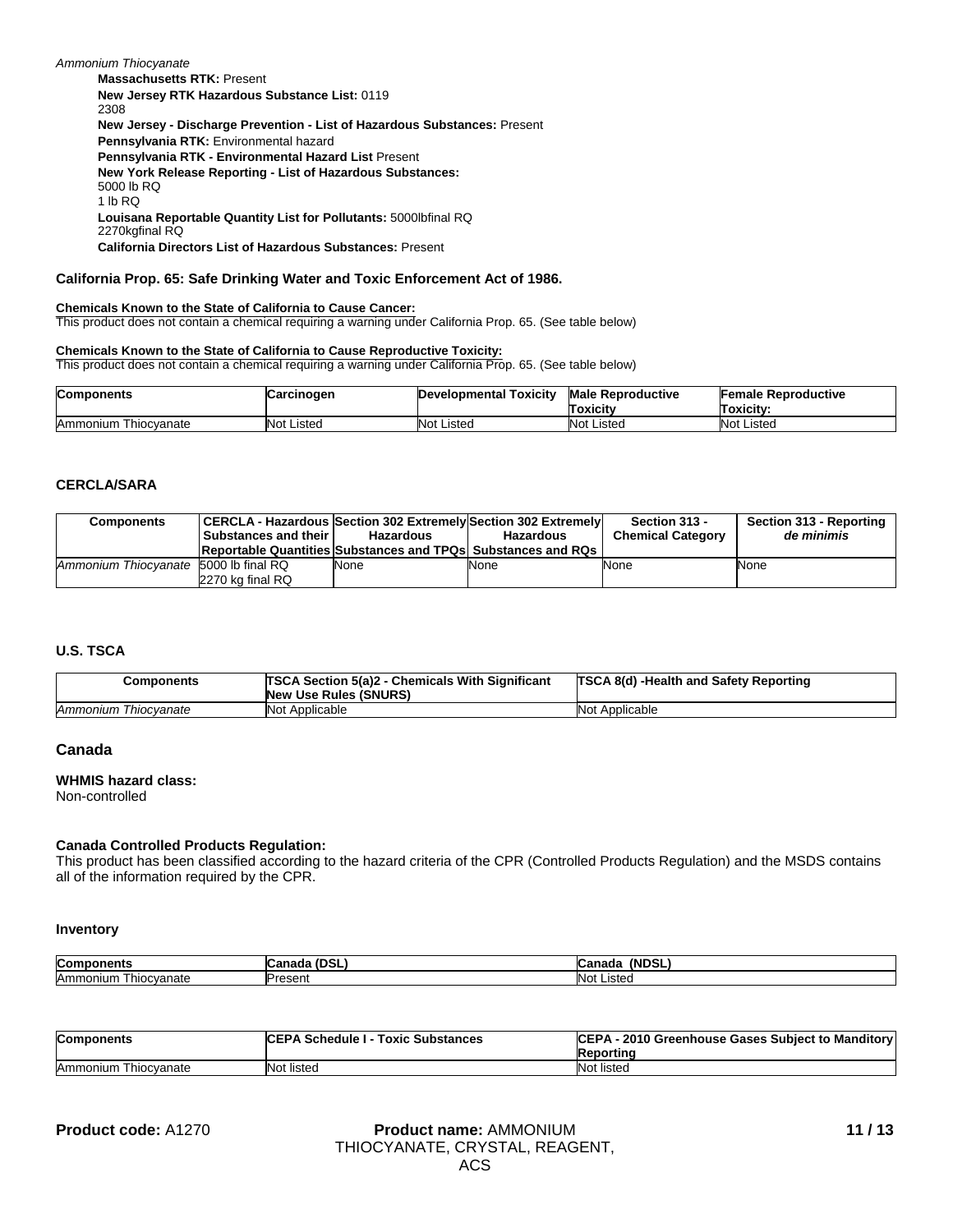*Ammonium Thiocyanate*

**Massachusetts RTK:** Present
**New Jersey RTK Hazardous Substance List:** 0119
2308
**New Jersey - Discharge Prevention - List of Hazardous Substances:** Present
**Pennsylvania RTK:** Environmental hazard
**Pennsylvania RTK - Environmental Hazard List** Present
**New York Release Reporting - List of Hazardous Substances:**
5000 lb RQ
1 lb RQ
**Louisana Reportable Quantity List for Pollutants:** 5000lbfinal RQ
2270kgfinal RQ
**California Directors List of Hazardous Substances:** Present

### California Prop. 65: Safe Drinking Water and Toxic Enforcement Act of 1986.

**Chemicals Known to the State of California to Cause Cancer:**
This product does not contain a chemical requiring a warning under California Prop. 65. (See table below)

**Chemicals Known to the State of California to Cause Reproductive Toxicity:**
This product does not contain a chemical requiring a warning under California Prop. 65. (See table below)

| Components | Carcinogen | Developmental Toxicity | Male Reproductive Toxicity | Female Reproductive Toxicity: |
|---|---|---|---|---|
| Ammonium Thiocyanate | Not Listed | Not Listed | Not Listed | Not Listed |

### CERCLA/SARA

| Components | CERCLA - Hazardous Substances and their Reportable Quantities | Section 302 Extremely Hazardous Substances and TPQs | Section 302 Extremely Hazardous Substances and RQs | Section 313 - Chemical Category | Section 313 - Reporting *de minimis* |
|---|---|---|---|---|---|
| *Ammonium Thiocyanate* | 5000 lb final RQ 2270 kg final RQ | None | None | None | None |

### U.S. TSCA

| Components | TSCA Section 5(a)2 - Chemicals With Significant New Use Rules (SNURS) | TSCA 8(d) -Health and Safety Reporting |
|---|---|---|
| *Ammonium Thiocyanate* | Not Applicable | Not Applicable |

## Canada

**WHMIS hazard class:**
Non-controlled

**Canada Controlled Products Regulation:**
This product has been classified according to the hazard criteria of the CPR (Controlled Products Regulation) and the MSDS contains all of the information required by the CPR.

### Inventory

| Components | Canada (DSL) | Canada (NDSL) |
|---|---|---|
| Ammonium Thiocyanate | Present | Not Listed |

| Components | CEPA Schedule I - Toxic Substances | CEPA - 2010 Greenhouse Gases Subject to Manditory Reporting |
|---|---|---|
| Ammonium Thiocyanate | Not listed | Not listed |

**Product code:** A1270 **Product name:** AMMONIUM THIOCYANATE, CRYSTAL, REAGENT, ACS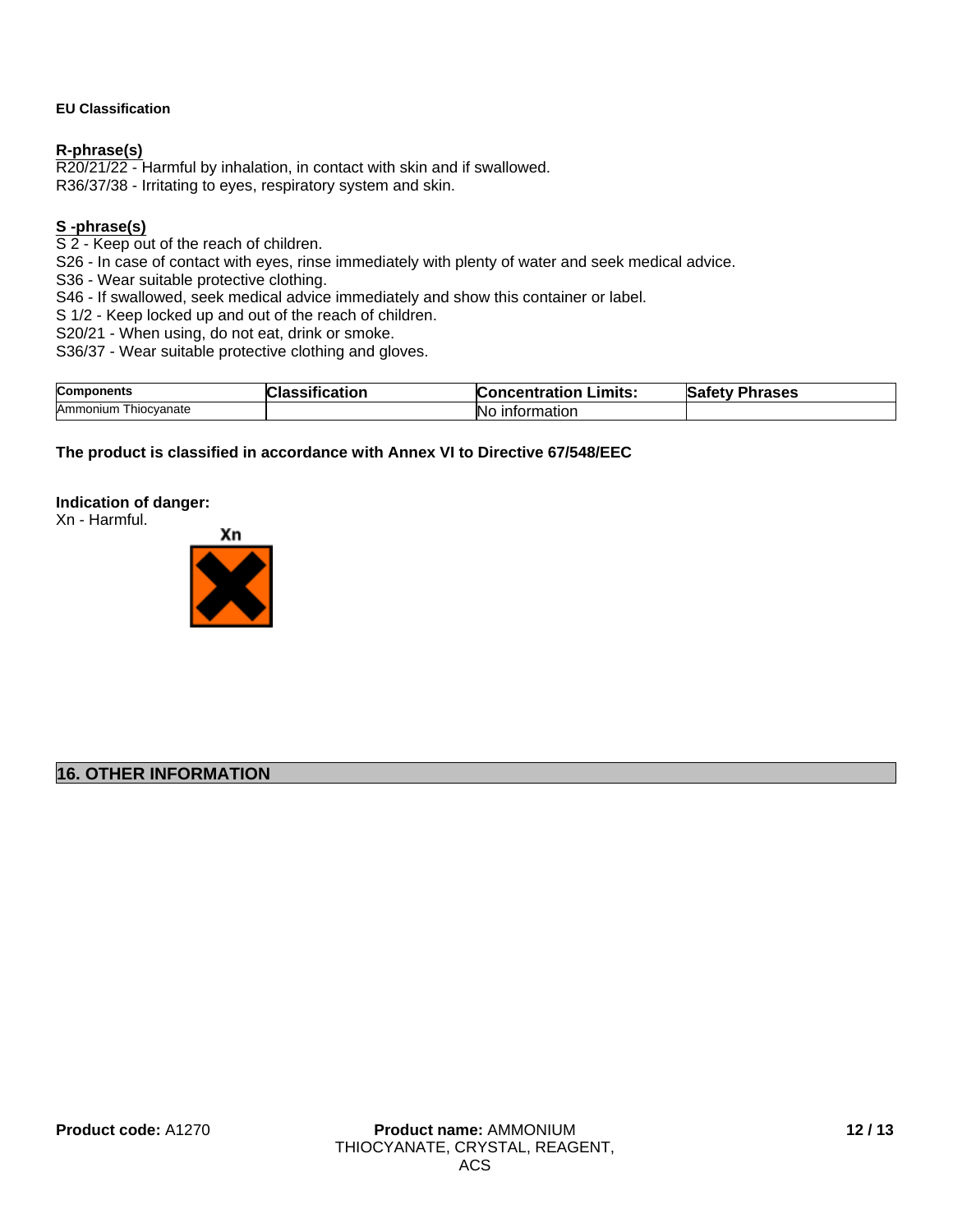**EU Classification**

**R-phrase(s)**

R20/21/22 - Harmful by inhalation, in contact with skin and if swallowed.
R36/37/38 - Irritating to eyes, respiratory system and skin.

**S -phrase(s)**

S 2 - Keep out of the reach of children.
S26 - In case of contact with eyes, rinse immediately with plenty of water and seek medical advice.
S36 - Wear suitable protective clothing.
S46 - If swallowed, seek medical advice immediately and show this container or label.
S 1/2 - Keep locked up and out of the reach of children.
S20/21 - When using, do not eat, drink or smoke.
S36/37 - Wear suitable protective clothing and gloves.

| Components | Classification | Concentration Limits: | Safety Phrases |
| --- | --- | --- | --- |
| Ammonium Thiocyanate | | No information | |

**The product is classified in accordance with Annex VI to Directive 67/548/EEC**

**Indication of danger:**
Xn - Harmful.

Xn

## 16. OTHER INFORMATION

**Product code:** A1270 **Product name:** AMMONIUM THIOCYANATE, CRYSTAL, REAGENT, ACS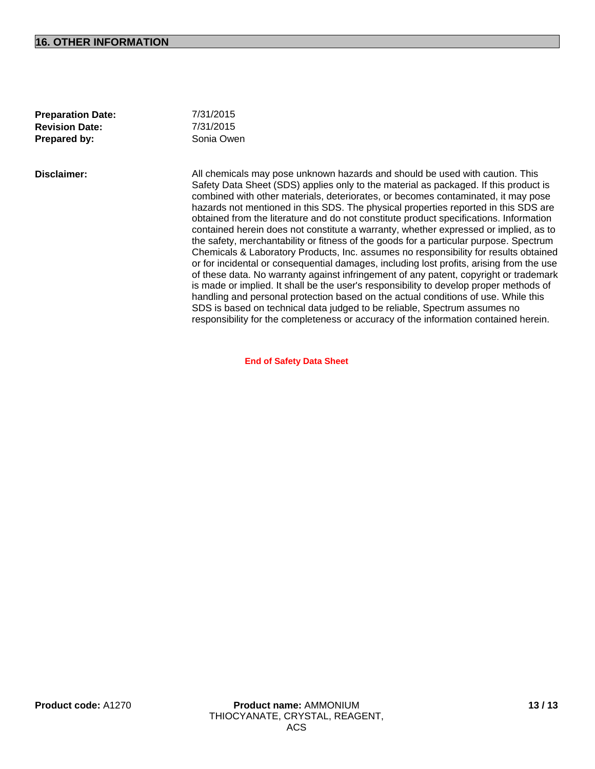## 16. OTHER INFORMATION

**Preparation Date:** 7/31/2015
**Revision Date:** 7/31/2015
**Prepared by:** Sonia Owen

**Disclaimer:** All chemicals may pose unknown hazards and should be used with caution. This Safety Data Sheet (SDS) applies only to the material as packaged. If this product is combined with other materials, deteriorates, or becomes contaminated, it may pose hazards not mentioned in this SDS. The physical properties reported in this SDS are obtained from the literature and do not constitute product specifications. Information contained herein does not constitute a warranty, whether expressed or implied, as to the safety, merchantability or fitness of the goods for a particular purpose. Spectrum Chemicals & Laboratory Products, Inc. assumes no responsibility for results obtained or for incidental or consequential damages, including lost profits, arising from the use of these data. No warranty against infringement of any patent, copyright or trademark is made or implied. It shall be the user's responsibility to develop proper methods of handling and personal protection based on the actual conditions of use. While this SDS is based on technical data judged to be reliable, Spectrum assumes no responsibility for the completeness or accuracy of the information contained herein.

**End of Safety Data Sheet**